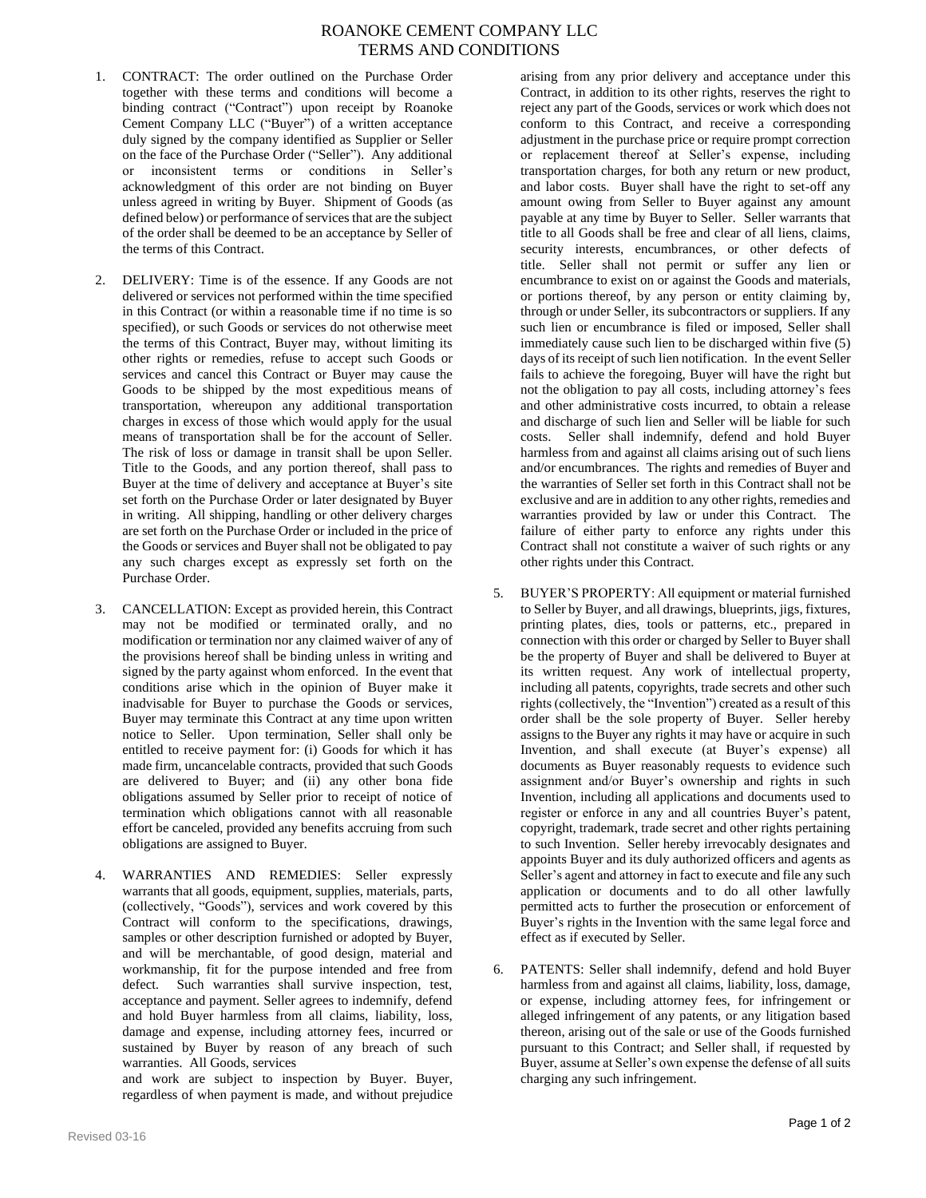# ROANOKE CEMENT COMPANY LLC
# TERMS AND CONDITIONS

1. CONTRACT: The order outlined on the Purchase Order together with these terms and conditions will become a binding contract ("Contract") upon receipt by Roanoke Cement Company LLC ("Buyer") of a written acceptance duly signed by the company identified as Supplier or Seller on the face of the Purchase Order ("Seller"). Any additional or inconsistent terms or conditions in Seller's acknowledgment of this order are not binding on Buyer unless agreed in writing by Buyer. Shipment of Goods (as defined below) or performance of services that are the subject of the order shall be deemed to be an acceptance by Seller of the terms of this Contract.

2. DELIVERY: Time is of the essence. If any Goods are not delivered or services not performed within the time specified in this Contract (or within a reasonable time if no time is so specified), or such Goods or services do not otherwise meet the terms of this Contract, Buyer may, without limiting its other rights or remedies, refuse to accept such Goods or services and cancel this Contract or Buyer may cause the Goods to be shipped by the most expeditious means of transportation, whereupon any additional transportation charges in excess of those which would apply for the usual means of transportation shall be for the account of Seller. The risk of loss or damage in transit shall be upon Seller. Title to the Goods, and any portion thereof, shall pass to Buyer at the time of delivery and acceptance at Buyer's site set forth on the Purchase Order or later designated by Buyer in writing. All shipping, handling or other delivery charges are set forth on the Purchase Order or included in the price of the Goods or services and Buyer shall not be obligated to pay any such charges except as expressly set forth on the Purchase Order.

3. CANCELLATION: Except as provided herein, this Contract may not be modified or terminated orally, and no modification or termination nor any claimed waiver of any of the provisions hereof shall be binding unless in writing and signed by the party against whom enforced. In the event that conditions arise which in the opinion of Buyer make it inadvisable for Buyer to purchase the Goods or services, Buyer may terminate this Contract at any time upon written notice to Seller. Upon termination, Seller shall only be entitled to receive payment for: (i) Goods for which it has made firm, uncancelable contracts, provided that such Goods are delivered to Buyer; and (ii) any other bona fide obligations assumed by Seller prior to receipt of notice of termination which obligations cannot with all reasonable effort be canceled, provided any benefits accruing from such obligations are assigned to Buyer.

4. WARRANTIES AND REMEDIES: Seller expressly warrants that all goods, equipment, supplies, materials, parts, (collectively, "Goods"), services and work covered by this Contract will conform to the specifications, drawings, samples or other description furnished or adopted by Buyer, and will be merchantable, of good design, material and workmanship, fit for the purpose intended and free from defect. Such warranties shall survive inspection, test, acceptance and payment. Seller agrees to indemnify, defend and hold Buyer harmless from all claims, liability, loss, damage and expense, including attorney fees, incurred or sustained by Buyer by reason of any breach of such warranties. All Goods, services and work are subject to inspection by Buyer. Buyer, regardless of when payment is made, and without prejudice arising from any prior delivery and acceptance under this Contract, in addition to its other rights, reserves the right to reject any part of the Goods, services or work which does not conform to this Contract, and receive a corresponding adjustment in the purchase price or require prompt correction or replacement thereof at Seller's expense, including transportation charges, for both any return or new product, and labor costs. Buyer shall have the right to set-off any amount owing from Seller to Buyer against any amount payable at any time by Buyer to Seller. Seller warrants that title to all Goods shall be free and clear of all liens, claims, security interests, encumbrances, or other defects of title. Seller shall not permit or suffer any lien or encumbrance to exist on or against the Goods and materials, or portions thereof, by any person or entity claiming by, through or under Seller, its subcontractors or suppliers. If any such lien or encumbrance is filed or imposed, Seller shall immediately cause such lien to be discharged within five (5) days of its receipt of such lien notification. In the event Seller fails to achieve the foregoing, Buyer will have the right but not the obligation to pay all costs, including attorney's fees and other administrative costs incurred, to obtain a release and discharge of such lien and Seller will be liable for such costs. Seller shall indemnify, defend and hold Buyer harmless from and against all claims arising out of such liens and/or encumbrances. The rights and remedies of Buyer and the warranties of Seller set forth in this Contract shall not be exclusive and are in addition to any other rights, remedies and warranties provided by law or under this Contract. The failure of either party to enforce any rights under this Contract shall not constitute a waiver of such rights or any other rights under this Contract.

5. BUYER'S PROPERTY: All equipment or material furnished to Seller by Buyer, and all drawings, blueprints, jigs, fixtures, printing plates, dies, tools or patterns, etc., prepared in connection with this order or charged by Seller to Buyer shall be the property of Buyer and shall be delivered to Buyer at its written request. Any work of intellectual property, including all patents, copyrights, trade secrets and other such rights (collectively, the "Invention") created as a result of this order shall be the sole property of Buyer. Seller hereby assigns to the Buyer any rights it may have or acquire in such Invention, and shall execute (at Buyer's expense) all documents as Buyer reasonably requests to evidence such assignment and/or Buyer's ownership and rights in such Invention, including all applications and documents used to register or enforce in any and all countries Buyer's patent, copyright, trademark, trade secret and other rights pertaining to such Invention. Seller hereby irrevocably designates and appoints Buyer and its duly authorized officers and agents as Seller's agent and attorney in fact to execute and file any such application or documents and to do all other lawfully permitted acts to further the prosecution or enforcement of Buyer's rights in the Invention with the same legal force and effect as if executed by Seller.

6. PATENTS: Seller shall indemnify, defend and hold Buyer harmless from and against all claims, liability, loss, damage, or expense, including attorney fees, for infringement or alleged infringement of any patents, or any litigation based thereon, arising out of the sale or use of the Goods furnished pursuant to this Contract; and Seller shall, if requested by Buyer, assume at Seller's own expense the defense of all suits charging any such infringement.

Revised 03-16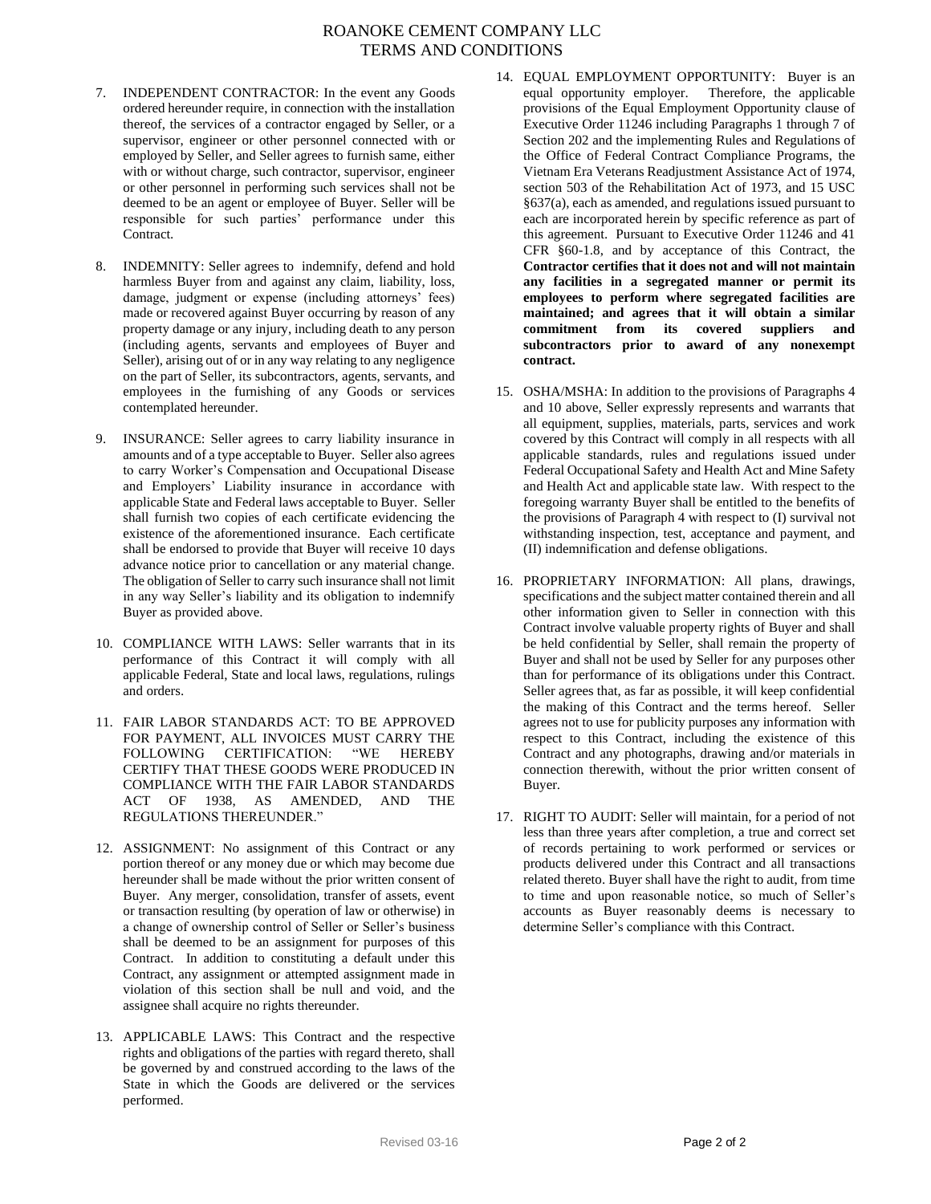# ROANOKE CEMENT COMPANY LLC
# TERMS AND CONDITIONS

7. INDEPENDENT CONTRACTOR: In the event any Goods ordered hereunder require, in connection with the installation thereof, the services of a contractor engaged by Seller, or a supervisor, engineer or other personnel connected with or employed by Seller, and Seller agrees to furnish same, either with or without charge, such contractor, supervisor, engineer or other personnel in performing such services shall not be deemed to be an agent or employee of Buyer. Seller will be responsible for such parties' performance under this Contract.

8. INDEMNITY: Seller agrees to indemnify, defend and hold harmless Buyer from and against any claim, liability, loss, damage, judgment or expense (including attorneys' fees) made or recovered against Buyer occurring by reason of any property damage or any injury, including death to any person (including agents, servants and employees of Buyer and Seller), arising out of or in any way relating to any negligence on the part of Seller, its subcontractors, agents, servants, and employees in the furnishing of any Goods or services contemplated hereunder.

9. INSURANCE: Seller agrees to carry liability insurance in amounts and of a type acceptable to Buyer. Seller also agrees to carry Worker's Compensation and Occupational Disease and Employers' Liability insurance in accordance with applicable State and Federal laws acceptable to Buyer. Seller shall furnish two copies of each certificate evidencing the existence of the aforementioned insurance. Each certificate shall be endorsed to provide that Buyer will receive 10 days advance notice prior to cancellation or any material change. The obligation of Seller to carry such insurance shall not limit in any way Seller's liability and its obligation to indemnify Buyer as provided above.

10. COMPLIANCE WITH LAWS: Seller warrants that in its performance of this Contract it will comply with all applicable Federal, State and local laws, regulations, rulings and orders.

11. FAIR LABOR STANDARDS ACT: TO BE APPROVED FOR PAYMENT, ALL INVOICES MUST CARRY THE FOLLOWING CERTIFICATION: "WE HEREBY CERTIFY THAT THESE GOODS WERE PRODUCED IN COMPLIANCE WITH THE FAIR LABOR STANDARDS ACT OF 1938, AS AMENDED, AND THE REGULATIONS THEREUNDER."

12. ASSIGNMENT: No assignment of this Contract or any portion thereof or any money due or which may become due hereunder shall be made without the prior written consent of Buyer. Any merger, consolidation, transfer of assets, event or transaction resulting (by operation of law or otherwise) in a change of ownership control of Seller or Seller's business shall be deemed to be an assignment for purposes of this Contract. In addition to constituting a default under this Contract, any assignment or attempted assignment made in violation of this section shall be null and void, and the assignee shall acquire no rights thereunder.

13. APPLICABLE LAWS: This Contract and the respective rights and obligations of the parties with regard thereto, shall be governed by and construed according to the laws of the State in which the Goods are delivered or the services performed.

14. EQUAL EMPLOYMENT OPPORTUNITY: Buyer is an equal opportunity employer. Therefore, the applicable provisions of the Equal Employment Opportunity clause of Executive Order 11246 including Paragraphs 1 through 7 of Section 202 and the implementing Rules and Regulations of the Office of Federal Contract Compliance Programs, the Vietnam Era Veterans Readjustment Assistance Act of 1974, section 503 of the Rehabilitation Act of 1973, and 15 USC §637(a), each as amended, and regulations issued pursuant to each are incorporated herein by specific reference as part of this agreement. Pursuant to Executive Order 11246 and 41 CFR §60-1.8, and by acceptance of this Contract, the **Contractor certifies that it does not and will not maintain any facilities in a segregated manner or permit its employees to perform where segregated facilities are maintained; and agrees that it will obtain a similar commitment from its covered suppliers and subcontractors prior to award of any nonexempt contract.**

15. OSHA/MSHA: In addition to the provisions of Paragraphs 4 and 10 above, Seller expressly represents and warrants that all equipment, supplies, materials, parts, services and work covered by this Contract will comply in all respects with all applicable standards, rules and regulations issued under Federal Occupational Safety and Health Act and Mine Safety and Health Act and applicable state law. With respect to the foregoing warranty Buyer shall be entitled to the benefits of the provisions of Paragraph 4 with respect to (I) survival not withstanding inspection, test, acceptance and payment, and (II) indemnification and defense obligations.

16. PROPRIETARY INFORMATION: All plans, drawings, specifications and the subject matter contained therein and all other information given to Seller in connection with this Contract involve valuable property rights of Buyer and shall be held confidential by Seller, shall remain the property of Buyer and shall not be used by Seller for any purposes other than for performance of its obligations under this Contract. Seller agrees that, as far as possible, it will keep confidential the making of this Contract and the terms hereof. Seller agrees not to use for publicity purposes any information with respect to this Contract, including the existence of this Contract and any photographs, drawing and/or materials in connection therewith, without the prior written consent of Buyer.

17. RIGHT TO AUDIT: Seller will maintain, for a period of not less than three years after completion, a true and correct set of records pertaining to work performed or services or products delivered under this Contract and all transactions related thereto. Buyer shall have the right to audit, from time to time and upon reasonable notice, so much of Seller's accounts as Buyer reasonably deems is necessary to determine Seller's compliance with this Contract.

Revised 03-16